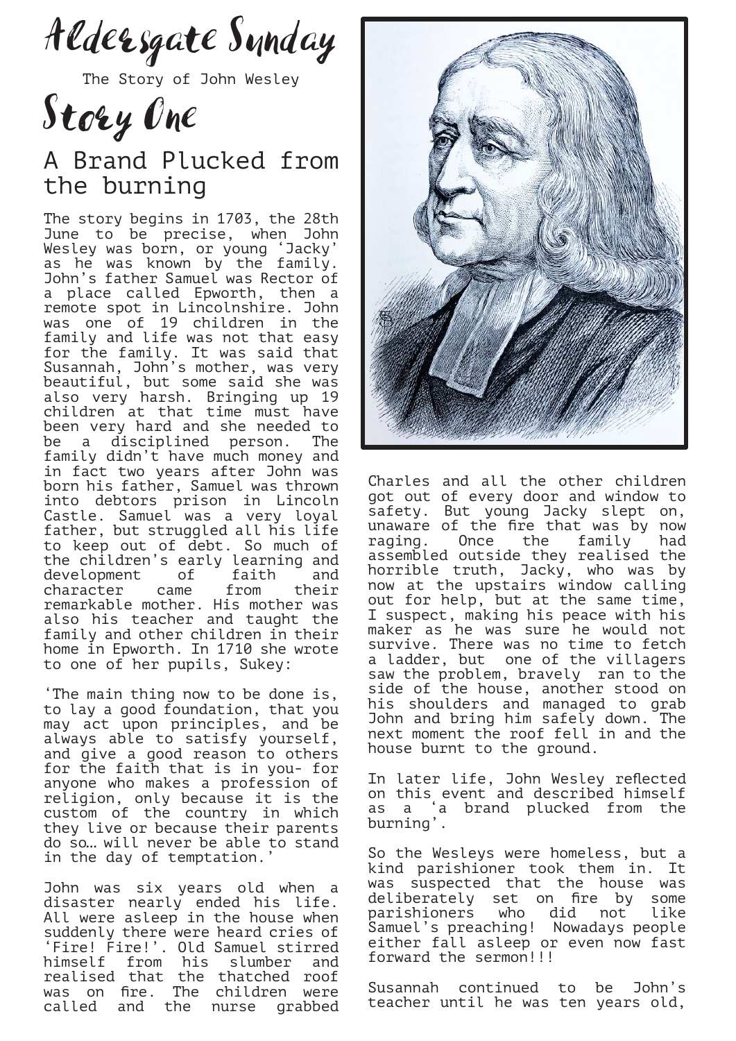# Aldersgate Sunday

The Story of John Wesley

# Story One

## A Brand Plucked from the burning

The story begins in 1703, the 28th June to be precise, when John Wesley was born, or young 'Jacky' as he was known by the family. John's father Samuel was Rector of a place called Epworth, then a remote spot in Lincolnshire. John was one of 19 children in the family and life was not that easy for the family. It was said that Susannah, John's mother, was very beautiful, but some said she was also very harsh. Bringing up 19 children at that time must have been very hard and she needed to be a disciplined person. The family didn't have much money and in fact two years after John was born his father, Samuel was thrown into debtors prison in Lincoln Castle. Samuel was a very loyal father, but struggled all his life to keep out of debt. So much of the children's early learning and development of faith and character came from their remarkable mother. His mother was also his teacher and taught the family and other children in their home in Epworth. In 1710 she wrote to one of her pupils, Sukey:

'The main thing now to be done is, to lay a good foundation, that you may act upon principles, and be always able to satisfy yourself, and give a good reason to others for the faith that is in you- for anyone who makes a profession of religion, only because it is the custom of the country in which they live or because their parents do so… will never be able to stand in the day of temptation.'

John was six years old when a disaster nearly ended his life. All were asleep in the house when suddenly there were heard cries of 'Fire! Fire!'. Old Samuel stirred himself from his slumber and realised that the thatched roof was on fire. The children were called and the nurse grabbed Charles and all the other children got out of every door and window to safety. But young Jacky slept on, unaware of the fire that was by now raging. Once the family had assembled outside they realised the horrible truth, Jacky, who was by now at the upstairs window calling out for help, but at the same time, I suspect, making his peace with his maker as he was sure he would not survive. There was no time to fetch a ladder, but one of the villagers saw the problem, bravely ran to the side of the house, another stood on his shoulders and managed to grab John and bring him safely down. The next moment the roof fell in and the house burnt to the ground.

In later life, John Wesley reflected on this event and described himself as a 'a brand plucked from the burning'.

So the Wesleys were homeless, but a kind parishioner took them in. It was suspected that the house was deliberately set on fire by some parishioners who did not like Samuel's preaching! Nowadays people either fall asleep or even now fast forward the sermon!!!

Susannah continued to be John's teacher until he was ten years old,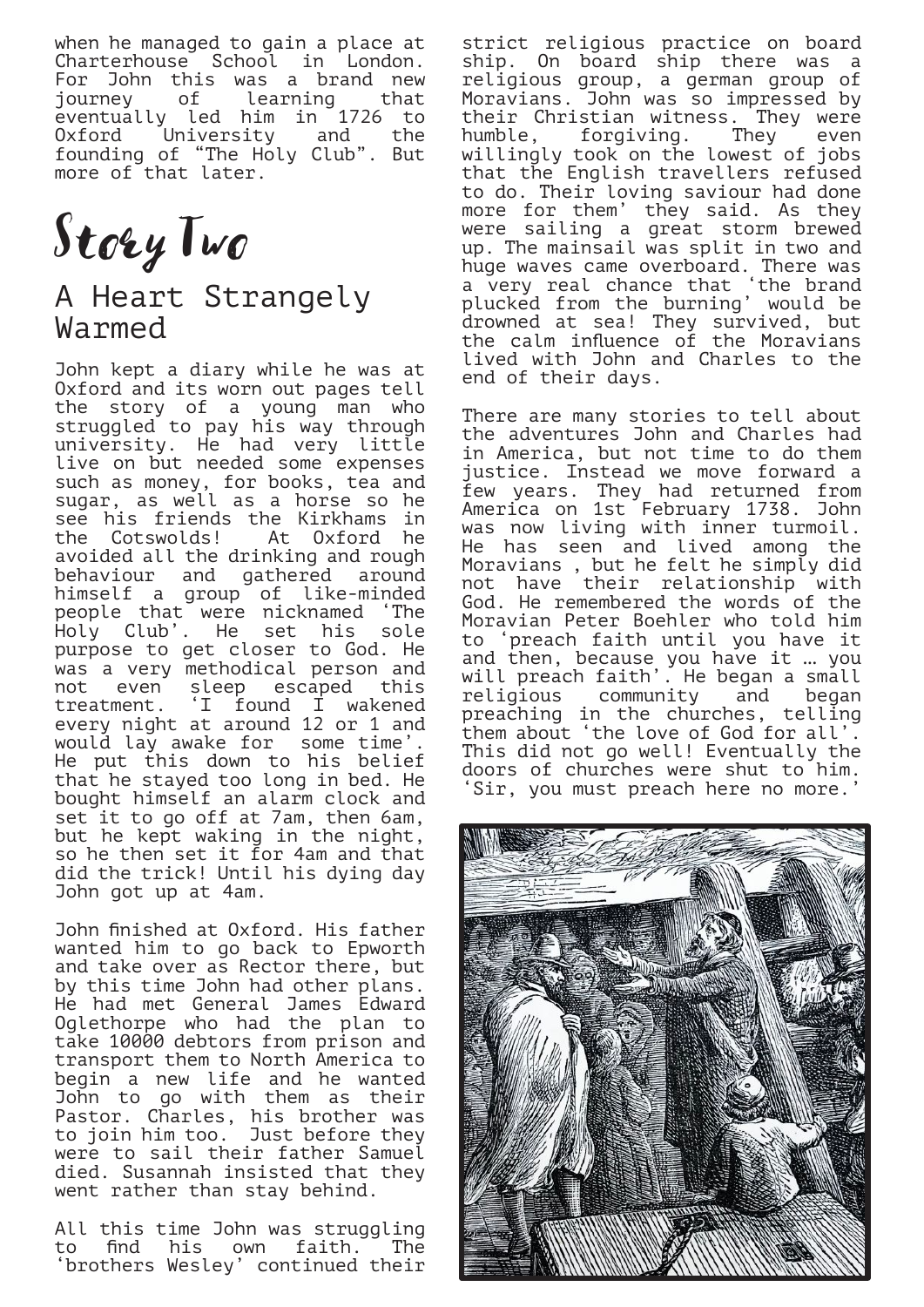when he managed to gain a place at Charterhouse School in London. For John this was a brand new journey of learning that eventually led him in 1726 to Oxford University and the founding of "The Holy Club". But more of that later.

# Story Two

## A Heart Strangely Warmed

John kept a diary while he was at Oxford and its worn out pages tell the story of a young man who struggled to pay his way through university. He had very little live on but needed some expenses such as money, for books, tea and sugar, as well as a horse so he see his friends the Kirkhams in the Cotswolds! At Oxford he avoided all the drinking and rough behaviour and gathered around himself a group of like-minded people that were nicknamed 'The Holy Club'. He set his sole purpose to get closer to God. He was a very methodical person and not even sleep escaped this treatment. 'I found I wakened every night at around 12 or 1 and would lay awake for some time'. He put this down to his belief that he stayed too long in bed. He bought himself an alarm clock and set it to go off at 7am, then 6am, but he kept waking in the night, so he then set it for 4am and that did the trick! Until his dying day John got up at 4am.

John finished at Oxford. His father wanted him to go back to Epworth and take over as Rector there, but by this time John had other plans. He had met General James Edward Oglethorpe who had the plan to take 10000 debtors from prison and transport them to North America to begin a new life and he wanted John to go with them as their Pastor. Charles, his brother was to join him too. Just before they were to sail their father Samuel died. Susannah insisted that they went rather than stay behind.

All this time John was struggling to find his own faith. The 'brothers Wesley' continued their strict religious practice on board ship. On board ship there was a religious group, a german group of Moravians. John was so impressed by their Christian witness. They were humble, forgiving. They even willingly took on the lowest of jobs that the English travellers refused to do. Their loving saviour had done more for them' they said. As they were sailing a great storm brewed up. The mainsail was split in two and huge waves came overboard. There was a very real chance that 'the brand plucked from the burning' would be drowned at sea! They survived, but the calm influence of the Moravians lived with John and Charles to the end of their days.

There are many stories to tell about the adventures John and Charles had in America, but not time to do them justice. Instead we move forward a few years. They had returned from America on 1st February 1738. John was now living with inner turmoil. He has seen and lived among the Moravians , but he felt he simply did not have their relationship with God. He remembered the words of the Moravian Peter Boehler who told him to 'preach faith until you have it and then, because you have it … you will preach faith'. He began a small religious community and began preaching in the churches, telling them about 'the love of God for all'. This did not go well! Eventually the doors of churches were shut to him. 'Sir, you must preach here no more.'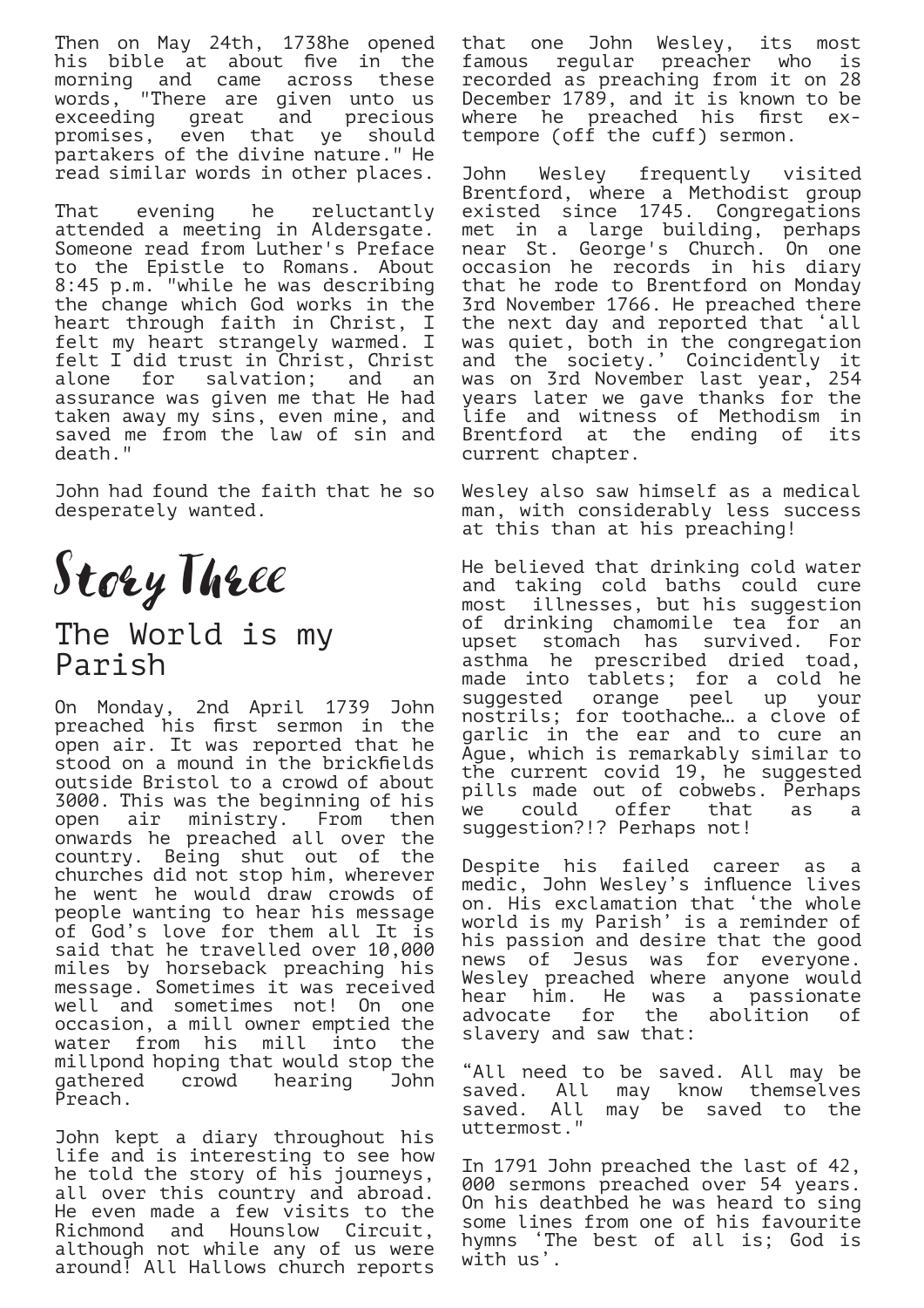Then on May 24th, 1738he opened his bible at about five in the morning and came across these words, "There are given unto us exceeding great and precious promises, even that ye should partakers of the divine nature." He read similar words in other places.

That evening he reluctantly attended a meeting in Aldersgate. Someone read from Luther's Preface to the Epistle to Romans. About 8:45 p.m. "while he was describing the change which God works in the heart through faith in Christ, I felt my heart strangely warmed. I felt I did trust in Christ, Christ alone for salvation; and an assurance was given me that He had taken away my sins, even mine, and saved me from the law of sin and death."

John had found the faith that he so desperately wanted.

# Story Three

## The World is my Parish

On Monday, 2nd April 1739 John preached his first sermon in the open air. It was reported that he stood on a mound in the brickfields outside Bristol to a crowd of about 3000. This was the beginning of his open air ministry. From then onwards he preached all over the country. Being shut out of the churches did not stop him, wherever he went he would draw crowds of people wanting to hear his message of God's love for them all It is said that he travelled over 10,000 miles by horseback preaching his message. Sometimes it was received well and sometimes not! On one occasion, a mill owner emptied the water from his mill into the millpond hoping that would stop the gathered crowd hearing John Preach.

John kept a diary throughout his life and is interesting to see how he told the story of his journeys, all over this country and abroad. He even made a few visits to the Richmond and Hounslow Circuit, although not while any of us were around! All Hallows church reports that one John Wesley, its most famous regular preacher who is recorded as preaching from it on 28 December 1789, and it is known to be where he preached his first ex-tempore (off the cuff) sermon.

John Wesley frequently visited Brentford, where a Methodist group existed since 1745. Congregations met in a large building, perhaps near St. George's Church. On one occasion he records in his diary that he rode to Brentford on Monday 3rd November 1766. He preached there the next day and reported that 'all was quiet, both in the congregation and the society.' Coincidently it was on 3rd November last year, 254 years later we gave thanks for the life and witness of Methodism in Brentford at the ending of its current chapter.

Wesley also saw himself as a medical man, with considerably less success at this than at his preaching!

He believed that drinking cold water and taking cold baths could cure most illnesses, but his suggestion of drinking chamomile tea for an upset stomach has survived. For asthma he prescribed dried toad, made into tablets; for a cold he suggested orange peel up your nostrils; for toothache… a clove of garlic in the ear and to cure an Ague, which is remarkably similar to the current covid 19, he suggested pills made out of cobwebs. Perhaps we could offer that as a suggestion?!? Perhaps not!

Despite his failed career as a medic, John Wesley's influence lives on. His exclamation that 'the whole world is my Parish' is a reminder of his passion and desire that the good news of Jesus was for everyone. Wesley preached where anyone would hear him. He was a passionate advocate for the abolition of slavery and saw that:

"All need to be saved. All may be saved. All may know themselves saved. All may be saved to the uttermost."

In 1791 John preached the last of 42, 000 sermons preached over 54 years. On his deathbed he was heard to sing some lines from one of his favourite hymns 'The best of all is; God is with us'.